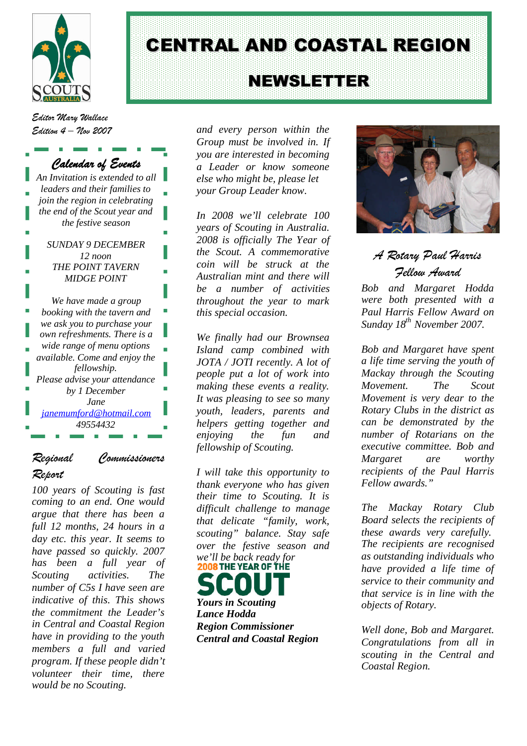# CENTRAL AND COASTAL REGION

## NEWSLETTER

*Editor Mary Wallace*
*Edition 4 – Nov 2007*

## Calendar of Events

An Invitation is extended to all leaders and their families to join the region in celebrating the end of the Scout year and the festive season

SUNDAY 9 DECEMBER
12 noon
THE POINT TAVERN
MIDGE POINT

We have made a group booking with the tavern and we ask you to purchase your own refreshments. There is a wide range of menu options available. Come and enjoy the fellowship.
Please advise your attendance by 1 December
Jane
janemumford@hotmail.com
49554432

## Regional Commissioners Report

*100 years of Scouting is fast coming to an end. One would argue that there has been a full 12 months, 24 hours in a day etc. this year. It seems to have passed so quickly. 2007 has been a full year of Scouting activities. The number of C5s I have seen are indicative of this. This shows the commitment the Leader's in Central and Coastal Region have in providing to the youth members a full and varied program. If these people didn't volunteer their time, there would be no Scouting. and every person within the Group must be involved in. If you are interested in becoming a Leader or know someone else who might be, please let your Group Leader know.*

*In 2008 we'll celebrate 100 years of Scouting in Australia. 2008 is officially The Year of the Scout. A commemorative coin will be struck at the Australian mint and there will be a number of activities throughout the year to mark this special occasion.*

*We finally had our Brownsea Island camp combined with JOTA / JOTI recently. A lot of people put a lot of work into making these events a reality. It was pleasing to see so many youth, leaders, parents and helpers getting together and enjoying the fun and fellowship of Scouting.*

*I will take this opportunity to thank everyone who has given their time to Scouting. It is difficult challenge to manage that delicate "family, work, scouting" balance. Stay safe over the festive season and we'll be back ready for*

2008 THE YEAR OF THE
SCOUT

***Yours in Scouting***
***Lance Hodda***
***Region Commissioner***
***Central and Coastal Region***

## A Rotary Paul Harris Fellow Award

*Bob and Margaret Hodda were both presented with a Paul Harris Fellow Award on Sunday 18th November 2007.*

*Bob and Margaret have spent a life time serving the youth of Mackay through the Scouting Movement. The Scout Movement is very dear to the Rotary Clubs in the district as can be demonstrated by the number of Rotarians on the executive committee. Bob and Margaret are worthy recipients of the Paul Harris Fellow awards."*

*The Mackay Rotary Club Board selects the recipients of these awards very carefully. The recipients are recognised as outstanding individuals who have provided a life time of service to their community and that service is in line with the objects of Rotary.*

*Well done, Bob and Margaret. Congratulations from all in scouting in the Central and Coastal Region.*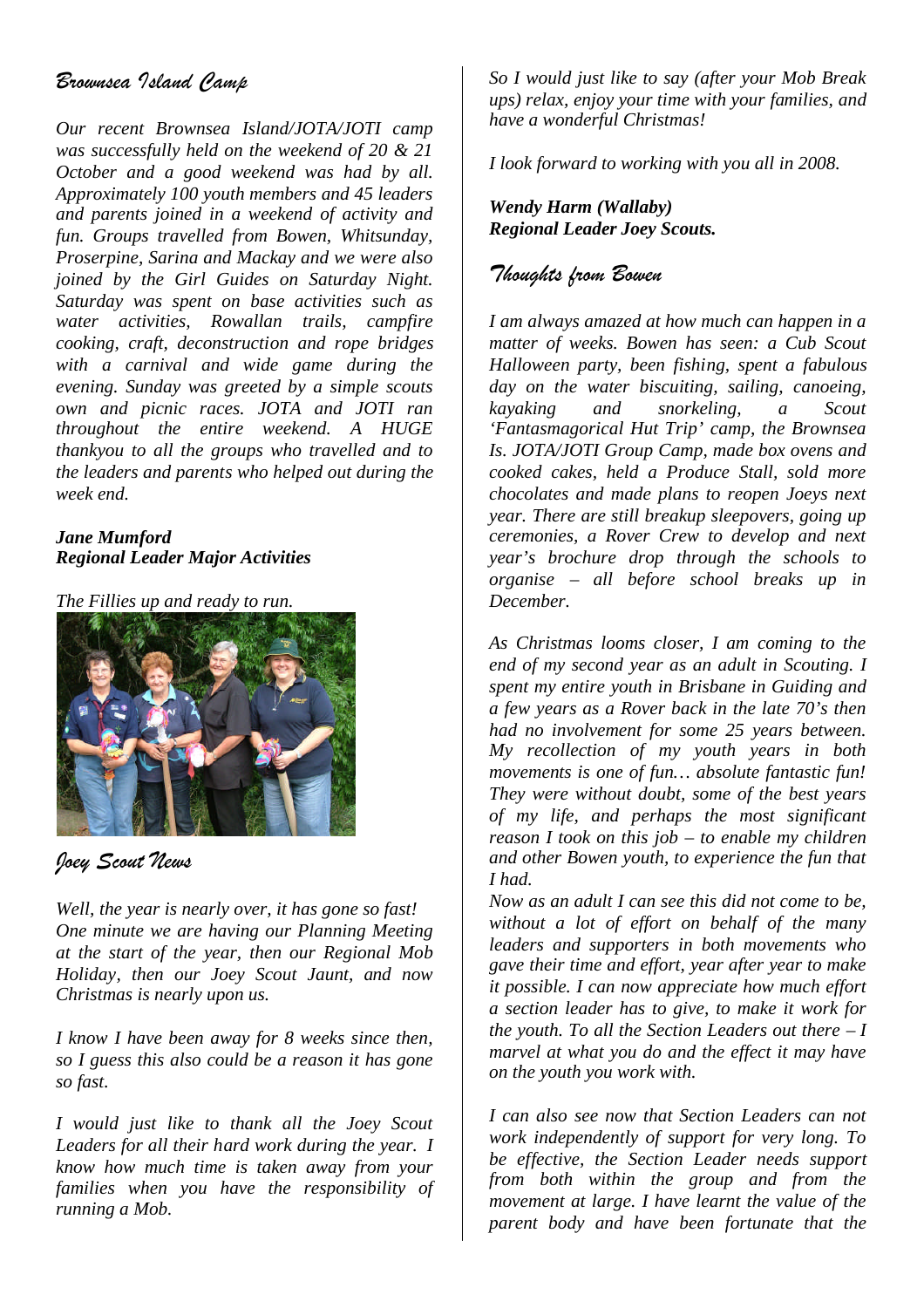## Brownsea Island Camp

*Our recent Brownsea Island/JOTA/JOTI camp was successfully held on the weekend of 20 & 21 October and a good weekend was had by all. Approximately 100 youth members and 45 leaders and parents joined in a weekend of activity and fun. Groups travelled from Bowen, Whitsunday, Proserpine, Sarina and Mackay and we were also joined by the Girl Guides on Saturday Night. Saturday was spent on base activities such as water activities, Rowallan trails, campfire cooking, craft, deconstruction and rope bridges with a carnival and wide game during the evening. Sunday was greeted by a simple scouts own and picnic races. JOTA and JOTI ran throughout the entire weekend. A HUGE thankyou to all the groups who travelled and to the leaders and parents who helped out during the week end.*

***Jane Mumford***
***Regional Leader Major Activities***

*The Fillies up and ready to run.*

## Joey Scout News

*Well, the year is nearly over, it has gone so fast! One minute we are having our Planning Meeting at the start of the year, then our Regional Mob Holiday, then our Joey Scout Jaunt, and now Christmas is nearly upon us.*

*I know I have been away for 8 weeks since then, so I guess this also could be a reason it has gone so fast.*

*I would just like to thank all the Joey Scout Leaders for all their hard work during the year. I know how much time is taken away from your families when you have the responsibility of running a Mob.*

*So I would just like to say (after your Mob Break ups) relax, enjoy your time with your families, and have a wonderful Christmas!*

*I look forward to working with you all in 2008.*

***Wendy Harm (Wallaby)***
***Regional Leader Joey Scouts.***

## Thoughts from Bowen

*I am always amazed at how much can happen in a matter of weeks. Bowen has seen: a Cub Scout Halloween party, been fishing, spent a fabulous day on the water biscuiting, sailing, canoeing, kayaking and snorkeling, a Scout 'Fantasmagorical Hut Trip' camp, the Brownsea Is. JOTA/JOTI Group Camp, made box ovens and cooked cakes, held a Produce Stall, sold more chocolates and made plans to reopen Joeys next year. There are still breakup sleepovers, going up ceremonies, a Rover Crew to develop and next year's brochure drop through the schools to organise – all before school breaks up in December.*

*As Christmas looms closer, I am coming to the end of my second year as an adult in Scouting. I spent my entire youth in Brisbane in Guiding and a few years as a Rover back in the late 70's then had no involvement for some 25 years between. My recollection of my youth years in both movements is one of fun… absolute fantastic fun! They were without doubt, some of the best years of my life, and perhaps the most significant reason I took on this job – to enable my children and other Bowen youth, to experience the fun that I had.*

*Now as an adult I can see this did not come to be, without a lot of effort on behalf of the many leaders and supporters in both movements who gave their time and effort, year after year to make it possible. I can now appreciate how much effort a section leader has to give, to make it work for the youth. To all the Section Leaders out there – I marvel at what you do and the effect it may have on the youth you work with.*

*I can also see now that Section Leaders can not work independently of support for very long. To be effective, the Section Leader needs support from both within the group and from the movement at large. I have learnt the value of the parent body and have been fortunate that the*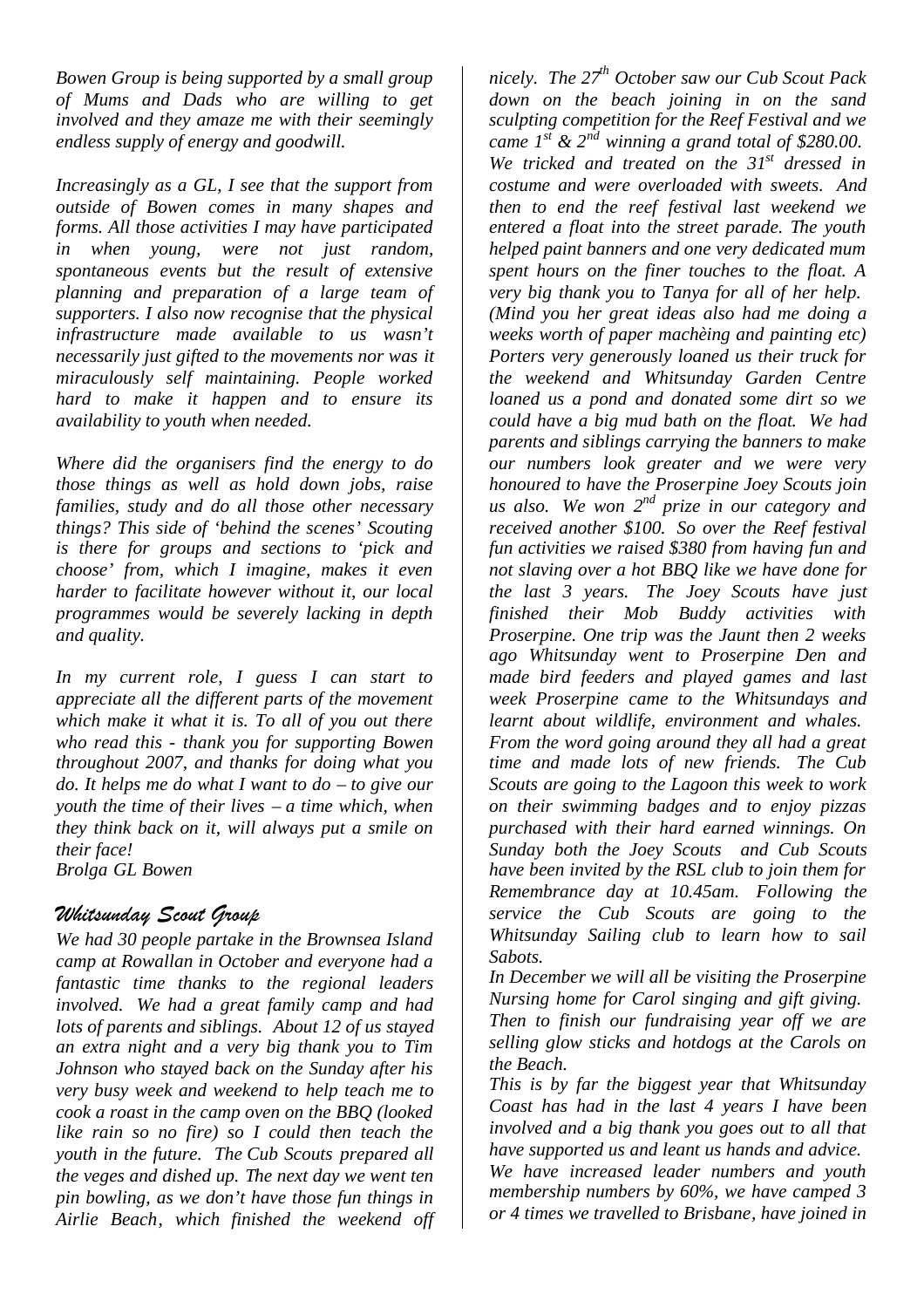*Bowen Group is being supported by a small group of Mums and Dads who are willing to get involved and they amaze me with their seemingly endless supply of energy and goodwill.*

*Increasingly as a GL, I see that the support from outside of Bowen comes in many shapes and forms. All those activities I may have participated in when young, were not just random, spontaneous events but the result of extensive planning and preparation of a large team of supporters. I also now recognise that the physical infrastructure made available to us wasn't necessarily just gifted to the movements nor was it miraculously self maintaining. People worked hard to make it happen and to ensure its availability to youth when needed.*

*Where did the organisers find the energy to do those things as well as hold down jobs, raise families, study and do all those other necessary things? This side of 'behind the scenes' Scouting is there for groups and sections to 'pick and choose' from, which I imagine, makes it even harder to facilitate however without it, our local programmes would be severely lacking in depth and quality.*

*In my current role, I guess I can start to appreciate all the different parts of the movement which make it what it is. To all of you out there who read this - thank you for supporting Bowen throughout 2007, and thanks for doing what you do. It helps me do what I want to do – to give our youth the time of their lives – a time which, when they think back on it, will always put a smile on their face!*
*Brolga GL Bowen*

## *Whitsunday Scout Group*

*We had 30 people partake in the Brownsea Island camp at Rowallan in October and everyone had a fantastic time thanks to the regional leaders involved. We had a great family camp and had lots of parents and siblings. About 12 of us stayed an extra night and a very big thank you to Tim Johnson who stayed back on the Sunday after his very busy week and weekend to help teach me to cook a roast in the camp oven on the BBQ (looked like rain so no fire) so I could then teach the youth in the future. The Cub Scouts prepared all the veges and dished up. The next day we went ten pin bowling, as we don't have those fun things in Airlie Beach, which finished the weekend off nicely. The 27th October saw our Cub Scout Pack down on the beach joining in on the sand sculpting competition for the Reef Festival and we came 1st & 2nd winning a grand total of $280.00. We tricked and treated on the 31st dressed in costume and were overloaded with sweets. And then to end the reef festival last weekend we entered a float into the street parade. The youth helped paint banners and one very dedicated mum spent hours on the finer touches to the float. A very big thank you to Tanya for all of her help. (Mind you her great ideas also had me doing a weeks worth of paper machèing and painting etc) Porters very generously loaned us their truck for the weekend and Whitsunday Garden Centre loaned us a pond and donated some dirt so we could have a big mud bath on the float. We had parents and siblings carrying the banners to make our numbers look greater and we were very honoured to have the Proserpine Joey Scouts join us also. We won 2nd prize in our category and received another $100. So over the Reef festival fun activities we raised $380 from having fun and not slaving over a hot BBQ like we have done for the last 3 years. The Joey Scouts have just finished their Mob Buddy activities with Proserpine. One trip was the Jaunt then 2 weeks ago Whitsunday went to Proserpine Den and made bird feeders and played games and last week Proserpine came to the Whitsundays and learnt about wildlife, environment and whales. From the word going around they all had a great time and made lots of new friends. The Cub Scouts are going to the Lagoon this week to work on their swimming badges and to enjoy pizzas purchased with their hard earned winnings. On Sunday both the Joey Scouts and Cub Scouts have been invited by the RSL club to join them for Remembrance day at 10.45am. Following the service the Cub Scouts are going to the Whitsunday Sailing club to learn how to sail Sabots.*

*In December we will all be visiting the Proserpine Nursing home for Carol singing and gift giving. Then to finish our fundraising year off we are selling glow sticks and hotdogs at the Carols on the Beach.*

*This is by far the biggest year that Whitsunday Coast has had in the last 4 years I have been involved and a big thank you goes out to all that have supported us and leant us hands and advice. We have increased leader numbers and youth membership numbers by 60%, we have camped 3 or 4 times we travelled to Brisbane, have joined in*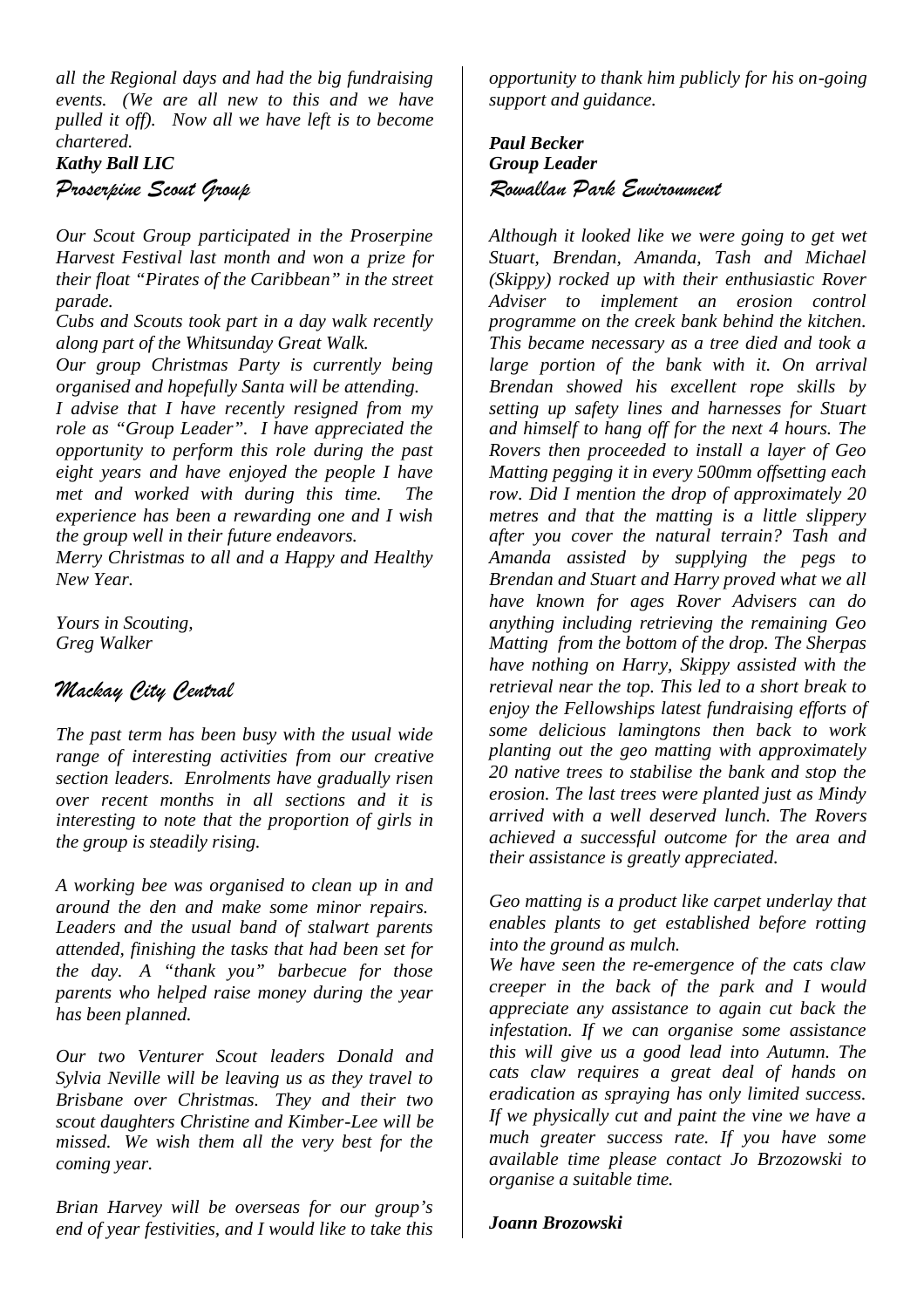*all the Regional days and had the big fundraising events. (We are all new to this and we have pulled it off). Now all we have left is to become chartered.*

***Kathy Ball LIC***

## *Proserpine Scout Group*

*Our Scout Group participated in the Proserpine Harvest Festival last month and won a prize for their float "Pirates of the Caribbean" in the street parade.*

*Cubs and Scouts took part in a day walk recently along part of the Whitsunday Great Walk.*

*Our group Christmas Party is currently being organised and hopefully Santa will be attending.*

*I advise that I have recently resigned from my role as "Group Leader". I have appreciated the opportunity to perform this role during the past eight years and have enjoyed the people I have met and worked with during this time. The experience has been a rewarding one and I wish the group well in their future endeavors.*

*Merry Christmas to all and a Happy and Healthy New Year.*

*Yours in Scouting,*
*Greg Walker*

## *Mackay City Central*

*The past term has been busy with the usual wide range of interesting activities from our creative section leaders. Enrolments have gradually risen over recent months in all sections and it is interesting to note that the proportion of girls in the group is steadily rising.*

*A working bee was organised to clean up in and around the den and make some minor repairs. Leaders and the usual band of stalwart parents attended, finishing the tasks that had been set for the day. A "thank you" barbecue for those parents who helped raise money during the year has been planned.*

*Our two Venturer Scout leaders Donald and Sylvia Neville will be leaving us as they travel to Brisbane over Christmas. They and their two scout daughters Christine and Kimber-Lee will be missed. We wish them all the very best for the coming year.*

*Brian Harvey will be overseas for our group's end of year festivities, and I would like to take this opportunity to thank him publicly for his on-going support and guidance.*

***Paul Becker***
***Group Leader***

## *Rowallan Park Environment*

*Although it looked like we were going to get wet Stuart, Brendan, Amanda, Tash and Michael (Skippy) rocked up with their enthusiastic Rover Adviser to implement an erosion control programme on the creek bank behind the kitchen. This became necessary as a tree died and took a large portion of the bank with it. On arrival Brendan showed his excellent rope skills by setting up safety lines and harnesses for Stuart and himself to hang off for the next 4 hours. The Rovers then proceeded to install a layer of Geo Matting pegging it in every 500mm offsetting each row. Did I mention the drop of approximately 20 metres and that the matting is a little slippery after you cover the natural terrain? Tash and Amanda assisted by supplying the pegs to Brendan and Stuart and Harry proved what we all have known for ages Rover Advisers can do anything including retrieving the remaining Geo Matting from the bottom of the drop. The Sherpas have nothing on Harry, Skippy assisted with the retrieval near the top. This led to a short break to enjoy the Fellowships latest fundraising efforts of some delicious lamingtons then back to work planting out the geo matting with approximately 20 native trees to stabilise the bank and stop the erosion. The last trees were planted just as Mindy arrived with a well deserved lunch. The Rovers achieved a successful outcome for the area and their assistance is greatly appreciated.*

*Geo matting is a product like carpet underlay that enables plants to get established before rotting into the ground as mulch.*

*We have seen the re-emergence of the cats claw creeper in the back of the park and I would appreciate any assistance to again cut back the infestation. If we can organise some assistance this will give us a good lead into Autumn. The cats claw requires a great deal of hands on eradication as spraying has only limited success. If we physically cut and paint the vine we have a much greater success rate. If you have some available time please contact Jo Brzozowski to organise a suitable time.*

***Joann Brozowski***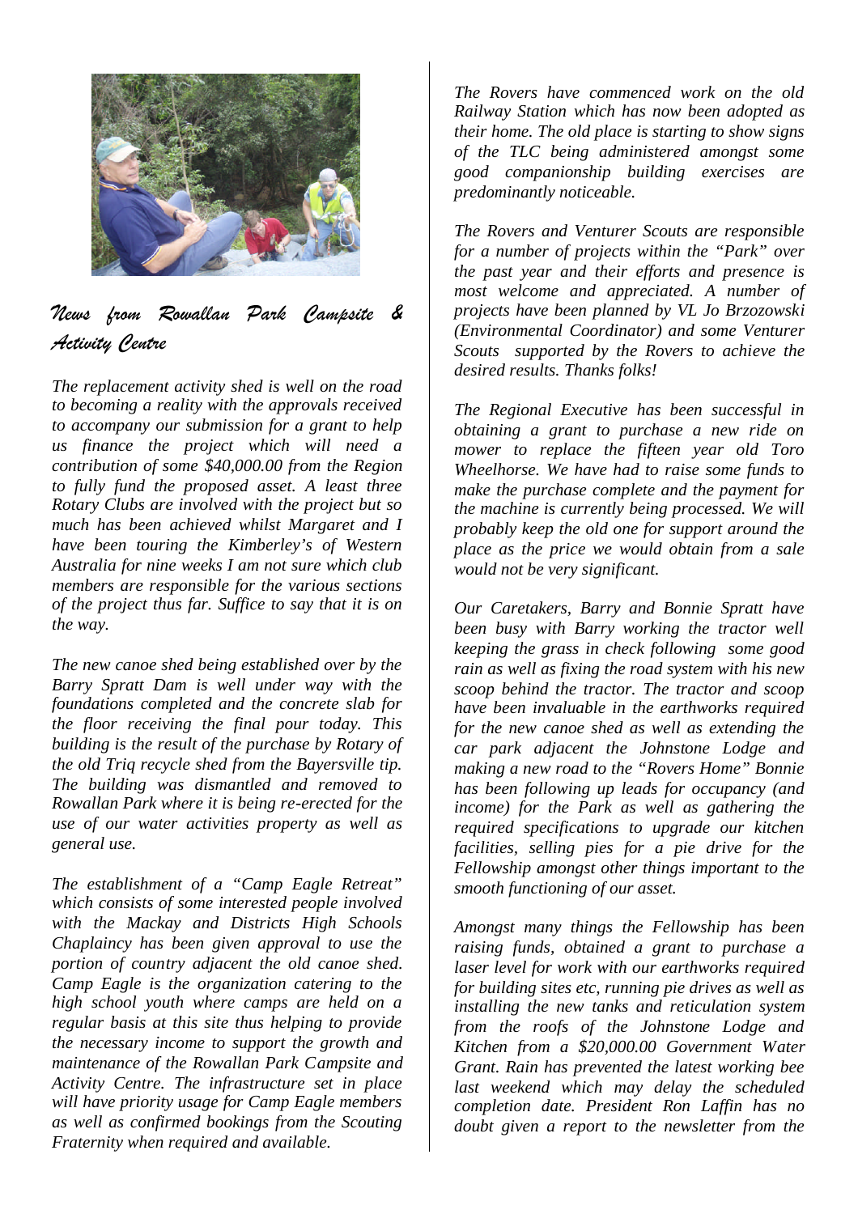## *News from Rowallan Park Campsite & Activity Centre*

*The replacement activity shed is well on the road to becoming a reality with the approvals received to accompany our submission for a grant to help us finance the project which will need a contribution of some $40,000.00 from the Region to fully fund the proposed asset. A least three Rotary Clubs are involved with the project but so much has been achieved whilst Margaret and I have been touring the Kimberley's of Western Australia for nine weeks I am not sure which club members are responsible for the various sections of the project thus far. Suffice to say that it is on the way.*

*The new canoe shed being established over by the Barry Spratt Dam is well under way with the foundations completed and the concrete slab for the floor receiving the final pour today. This building is the result of the purchase by Rotary of the old Triq recycle shed from the Bayersville tip. The building was dismantled and removed to Rowallan Park where it is being re-erected for the use of our water activities property as well as general use.*

*The establishment of a "Camp Eagle Retreat" which consists of some interested people involved with the Mackay and Districts High Schools Chaplaincy has been given approval to use the portion of country adjacent the old canoe shed. Camp Eagle is the organization catering to the high school youth where camps are held on a regular basis at this site thus helping to provide the necessary income to support the growth and maintenance of the Rowallan Park Campsite and Activity Centre. The infrastructure set in place will have priority usage for Camp Eagle members as well as confirmed bookings from the Scouting Fraternity when required and available.*

*The Rovers have commenced work on the old Railway Station which has now been adopted as their home. The old place is starting to show signs of the TLC being administered amongst some good companionship building exercises are predominantly noticeable.*

*The Rovers and Venturer Scouts are responsible for a number of projects within the "Park" over the past year and their efforts and presence is most welcome and appreciated. A number of projects have been planned by VL Jo Brzozowski (Environmental Coordinator) and some Venturer Scouts supported by the Rovers to achieve the desired results. Thanks folks!*

*The Regional Executive has been successful in obtaining a grant to purchase a new ride on mower to replace the fifteen year old Toro Wheelhorse. We have had to raise some funds to make the purchase complete and the payment for the machine is currently being processed. We will probably keep the old one for support around the place as the price we would obtain from a sale would not be very significant.*

*Our Caretakers, Barry and Bonnie Spratt have been busy with Barry working the tractor well keeping the grass in check following some good rain as well as fixing the road system with his new scoop behind the tractor. The tractor and scoop have been invaluable in the earthworks required for the new canoe shed as well as extending the car park adjacent the Johnstone Lodge and making a new road to the "Rovers Home" Bonnie has been following up leads for occupancy (and income) for the Park as well as gathering the required specifications to upgrade our kitchen facilities, selling pies for a pie drive for the Fellowship amongst other things important to the smooth functioning of our asset.*

*Amongst many things the Fellowship has been raising funds, obtained a grant to purchase a laser level for work with our earthworks required for building sites etc, running pie drives as well as installing the new tanks and reticulation system from the roofs of the Johnstone Lodge and Kitchen from a $20,000.00 Government Water Grant. Rain has prevented the latest working bee last weekend which may delay the scheduled completion date. President Ron Laffin has no doubt given a report to the newsletter from the*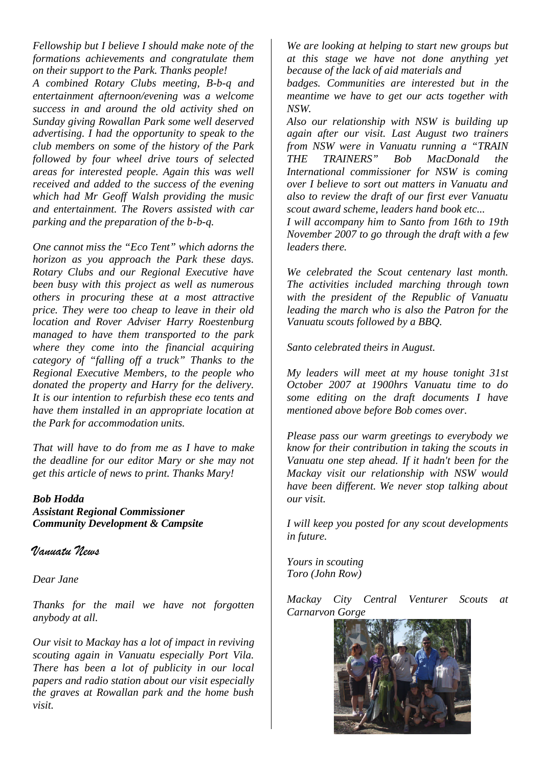*Fellowship but I believe I should make note of the formations achievements and congratulate them on their support to the Park. Thanks people!*

*A combined Rotary Clubs meeting, B-b-q and entertainment afternoon/evening was a welcome success in and around the old activity shed on Sunday giving Rowallan Park some well deserved advertising. I had the opportunity to speak to the club members on some of the history of the Park followed by four wheel drive tours of selected areas for interested people. Again this was well received and added to the success of the evening which had Mr Geoff Walsh providing the music and entertainment. The Rovers assisted with car parking and the preparation of the b-b-q.*

*One cannot miss the "Eco Tent" which adorns the horizon as you approach the Park these days. Rotary Clubs and our Regional Executive have been busy with this project as well as numerous others in procuring these at a most attractive price. They were too cheap to leave in their old location and Rover Adviser Harry Roestenburg managed to have them transported to the park where they come into the financial acquiring category of "falling off a truck" Thanks to the Regional Executive Members, to the people who donated the property and Harry for the delivery. It is our intention to refurbish these eco tents and have them installed in an appropriate location at the Park for accommodation units.*

*That will have to do from me as I have to make the deadline for our editor Mary or she may not get this article of news to print. Thanks Mary!*

***Bob Hodda***
***Assistant Regional Commissioner***
***Community Development & Campsite***

## *Vanuatu News*

*Dear Jane*

*Thanks for the mail we have not forgotten anybody at all.*

*Our visit to Mackay has a lot of impact in reviving scouting again in Vanuatu especially Port Vila. There has been a lot of publicity in our local papers and radio station about our visit especially the graves at Rowallan park and the home bush visit.*

*We are looking at helping to start new groups but at this stage we have not done anything yet because of the lack of aid materials and badges. Communities are interested but in the meantime we have to get our acts together with NSW.*

*Also our relationship with NSW is building up again after our visit. Last August two trainers from NSW were in Vanuatu running a "TRAIN THE TRAINERS" Bob MacDonald the International commissioner for NSW is coming over I believe to sort out matters in Vanuatu and also to review the draft of our first ever Vanuatu scout award scheme, leaders hand book etc...*

*I will accompany him to Santo from 16th to 19th November 2007 to go through the draft with a few leaders there.*

*We celebrated the Scout centenary last month. The activities included marching through town with the president of the Republic of Vanuatu leading the march who is also the Patron for the Vanuatu scouts followed by a BBQ.*

*Santo celebrated theirs in August.*

*My leaders will meet at my house tonight 31st October 2007 at 1900hrs Vanuatu time to do some editing on the draft documents I have mentioned above before Bob comes over.*

*Please pass our warm greetings to everybody we know for their contribution in taking the scouts in Vanuatu one step ahead. If it hadn't been for the Mackay visit our relationship with NSW would have been different. We never stop talking about our visit.*

*I will keep you posted for any scout developments in future.*

*Yours in scouting*
*Toro (John Row)*

*Mackay City Central Venturer Scouts at Carnarvon Gorge*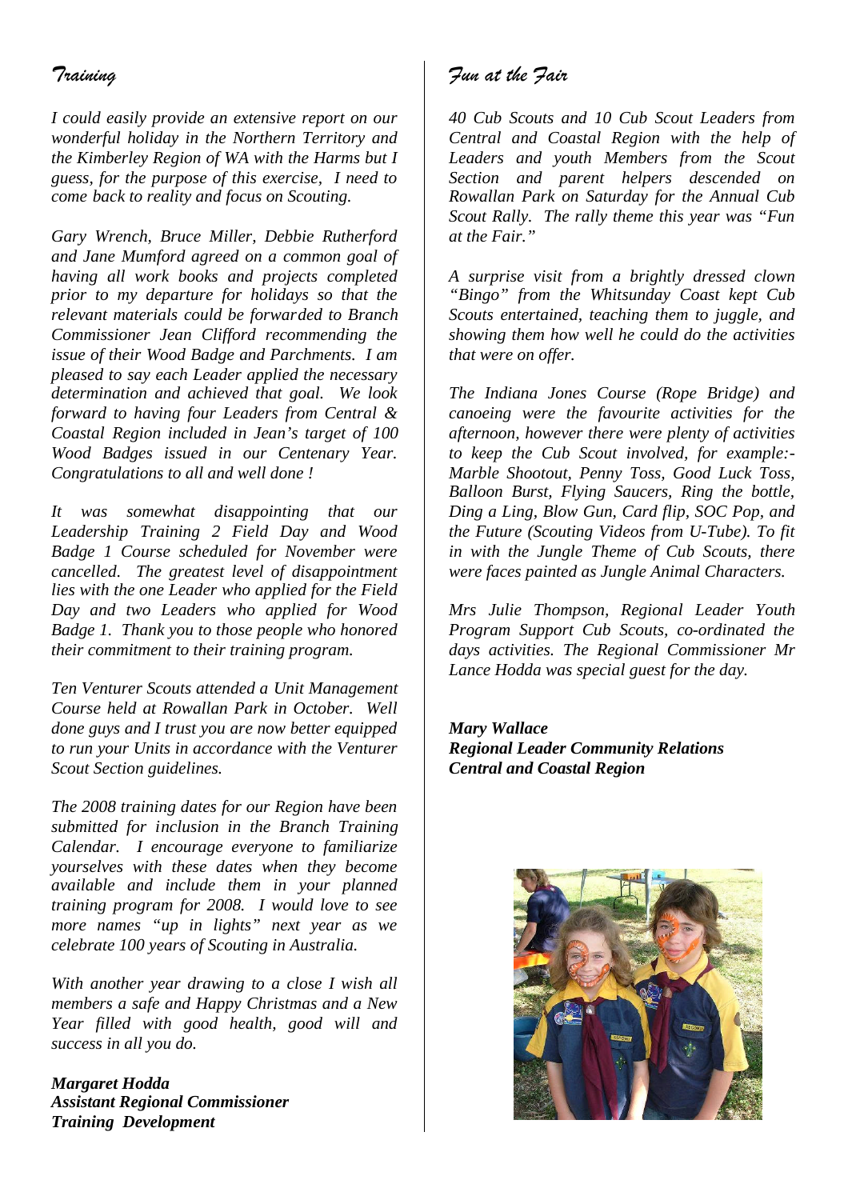## *Training*

*I could easily provide an extensive report on our wonderful holiday in the Northern Territory and the Kimberley Region of WA with the Harms but I guess, for the purpose of this exercise, I need to come back to reality and focus on Scouting.*

*Gary Wrench, Bruce Miller, Debbie Rutherford and Jane Mumford agreed on a common goal of having all work books and projects completed prior to my departure for holidays so that the relevant materials could be forwarded to Branch Commissioner Jean Clifford recommending the issue of their Wood Badge and Parchments. I am pleased to say each Leader applied the necessary determination and achieved that goal. We look forward to having four Leaders from Central & Coastal Region included in Jean's target of 100 Wood Badges issued in our Centenary Year. Congratulations to all and well done !*

*It was somewhat disappointing that our Leadership Training 2 Field Day and Wood Badge 1 Course scheduled for November were cancelled. The greatest level of disappointment lies with the one Leader who applied for the Field Day and two Leaders who applied for Wood Badge 1. Thank you to those people who honored their commitment to their training program.*

*Ten Venturer Scouts attended a Unit Management Course held at Rowallan Park in October. Well done guys and I trust you are now better equipped to run your Units in accordance with the Venturer Scout Section guidelines.*

*The 2008 training dates for our Region have been submitted for inclusion in the Branch Training Calendar. I encourage everyone to familiarize yourselves with these dates when they become available and include them in your planned training program for 2008. I would love to see more names "up in lights" next year as we celebrate 100 years of Scouting in Australia.*

*With another year drawing to a close I wish all members a safe and Happy Christmas and a New Year filled with good health, good will and success in all you do.*

***Margaret Hodda***
***Assistant Regional Commissioner***
***Training Development***

## *Fun at the Fair*

*40 Cub Scouts and 10 Cub Scout Leaders from Central and Coastal Region with the help of Leaders and youth Members from the Scout Section and parent helpers descended on Rowallan Park on Saturday for the Annual Cub Scout Rally. The rally theme this year was "Fun at the Fair."*

*A surprise visit from a brightly dressed clown "Bingo" from the Whitsunday Coast kept Cub Scouts entertained, teaching them to juggle, and showing them how well he could do the activities that were on offer.*

*The Indiana Jones Course (Rope Bridge) and canoeing were the favourite activities for the afternoon, however there were plenty of activities to keep the Cub Scout involved, for example:- Marble Shootout, Penny Toss, Good Luck Toss, Balloon Burst, Flying Saucers, Ring the bottle, Ding a Ling, Blow Gun, Card flip, SOC Pop, and the Future (Scouting Videos from U-Tube). To fit in with the Jungle Theme of Cub Scouts, there were faces painted as Jungle Animal Characters.*

*Mrs Julie Thompson, Regional Leader Youth Program Support Cub Scouts, co-ordinated the days activities. The Regional Commissioner Mr Lance Hodda was special guest for the day.*

***Mary Wallace***
***Regional Leader Community Relations***
***Central and Coastal Region***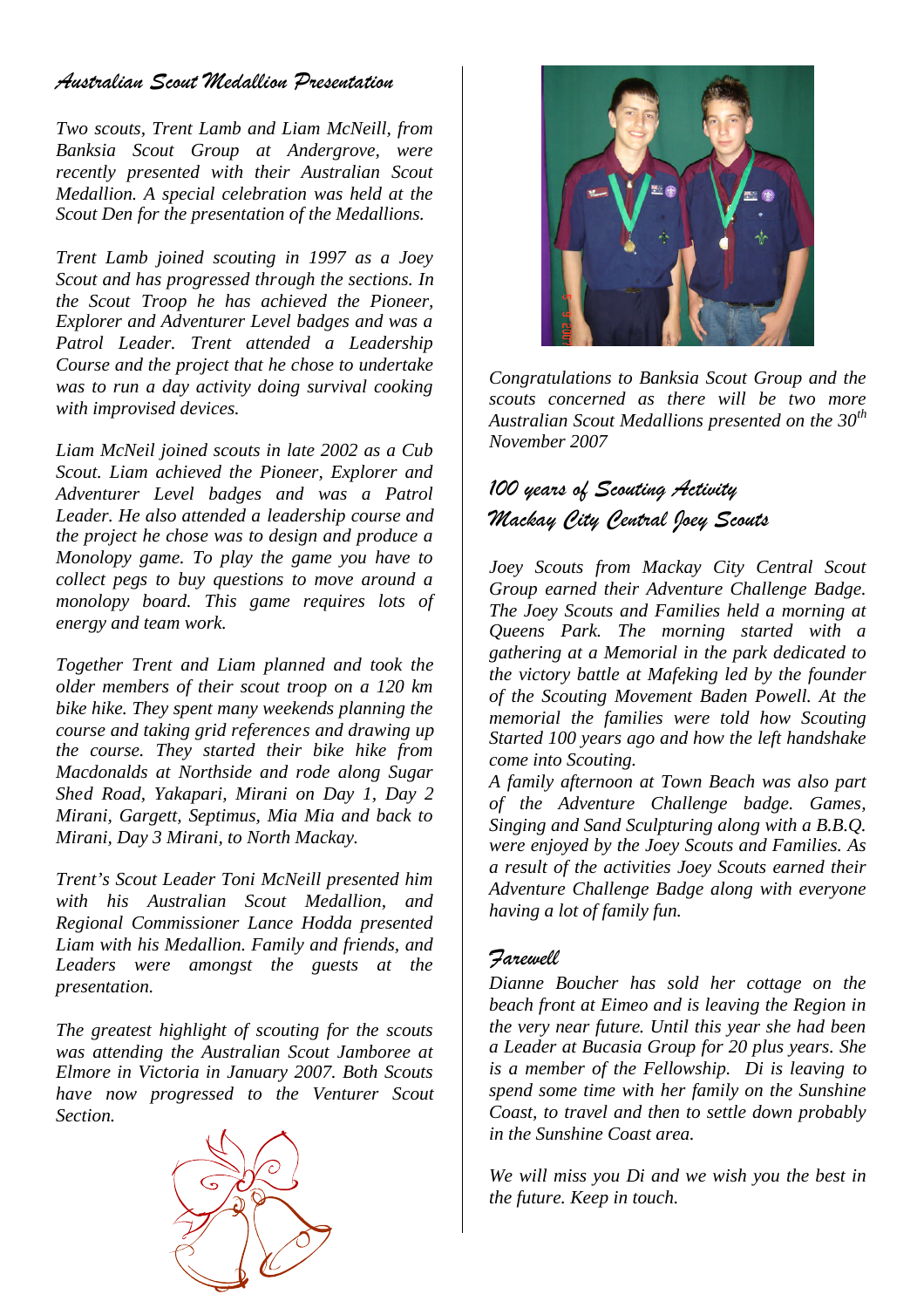## Australian Scout Medallion Presentation

*Two scouts, Trent Lamb and Liam McNeill, from Banksia Scout Group at Andergrove, were recently presented with their Australian Scout Medallion. A special celebration was held at the Scout Den for the presentation of the Medallions.*

*Trent Lamb joined scouting in 1997 as a Joey Scout and has progressed through the sections. In the Scout Troop he has achieved the Pioneer, Explorer and Adventurer Level badges and was a Patrol Leader. Trent attended a Leadership Course and the project that he chose to undertake was to run a day activity doing survival cooking with improvised devices.*

*Liam McNeil joined scouts in late 2002 as a Cub Scout. Liam achieved the Pioneer, Explorer and Adventurer Level badges and was a Patrol Leader. He also attended a leadership course and the project he chose was to design and produce a Monolopy game. To play the game you have to collect pegs to buy questions to move around a monolopy board. This game requires lots of energy and team work.*

*Together Trent and Liam planned and took the older members of their scout troop on a 120 km bike hike. They spent many weekends planning the course and taking grid references and drawing up the course. They started their bike hike from Macdonalds at Northside and rode along Sugar Shed Road, Yakapari, Mirani on Day 1, Day 2 Mirani, Gargett, Septimus, Mia Mia and back to Mirani, Day 3 Mirani, to North Mackay.*

*Trent's Scout Leader Toni McNeill presented him with his Australian Scout Medallion, and Regional Commissioner Lance Hodda presented Liam with his Medallion. Family and friends, and Leaders were amongst the guests at the presentation.*

*The greatest highlight of scouting for the scouts was attending the Australian Scout Jamboree at Elmore in Victoria in January 2007. Both Scouts have now progressed to the Venturer Scout Section.*

*Congratulations to Banksia Scout Group and the scouts concerned as there will be two more Australian Scout Medallions presented on the 30th November 2007*

## 100 years of Scouting Activity
## Mackay City Central Joey Scouts

*Joey Scouts from Mackay City Central Scout Group earned their Adventure Challenge Badge. The Joey Scouts and Families held a morning at Queens Park. The morning started with a gathering at a Memorial in the park dedicated to the victory battle at Mafeking led by the founder of the Scouting Movement Baden Powell. At the memorial the families were told how Scouting Started 100 years ago and how the left handshake come into Scouting.*

*A family afternoon at Town Beach was also part of the Adventure Challenge badge. Games, Singing and Sand Sculpturing along with a B.B.Q. were enjoyed by the Joey Scouts and Families. As a result of the activities Joey Scouts earned their Adventure Challenge Badge along with everyone having a lot of family fun.*

## Farewell

*Dianne Boucher has sold her cottage on the beach front at Eimeo and is leaving the Region in the very near future. Until this year she had been a Leader at Bucasia Group for 20 plus years. She is a member of the Fellowship. Di is leaving to spend some time with her family on the Sunshine Coast, to travel and then to settle down probably in the Sunshine Coast area.*

*We will miss you Di and we wish you the best in the future. Keep in touch.*